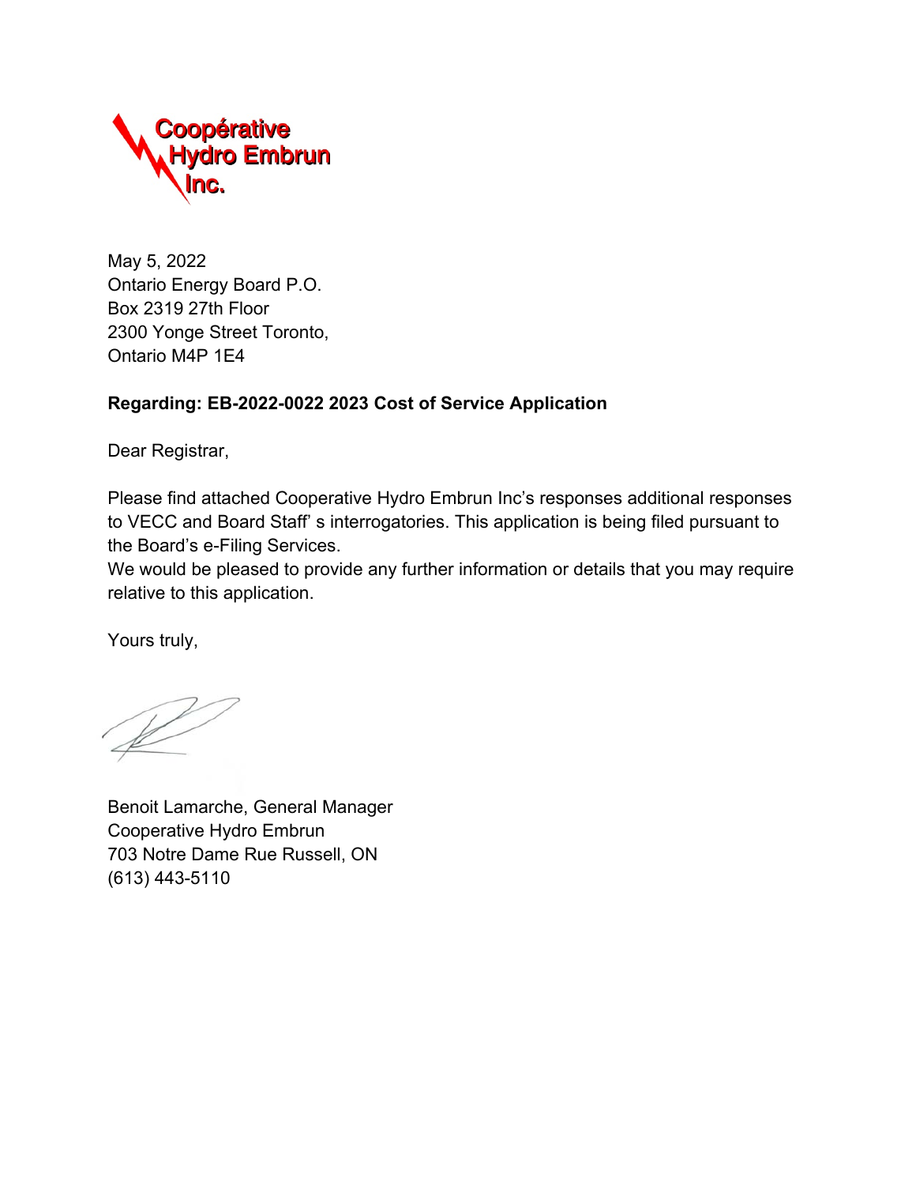Coopérative
Hydro Embrun
Inc.

May 5, 2022
Ontario Energy Board P.O.
Box 2319 27th Floor
2300 Yonge Street Toronto,
Ontario M4P 1E4

**Regarding: EB-2022-0022 2023 Cost of Service Application**

Dear Registrar,

Please find attached Cooperative Hydro Embrun Inc's responses additional responses to VECC and Board Staff' s interrogatories. This application is being filed pursuant to the Board's e-Filing Services.
We would be pleased to provide any further information or details that you may require relative to this application.

Yours truly,

Benoit Lamarche, General Manager
Cooperative Hydro Embrun
703 Notre Dame Rue Russell, ON
(613) 443-5110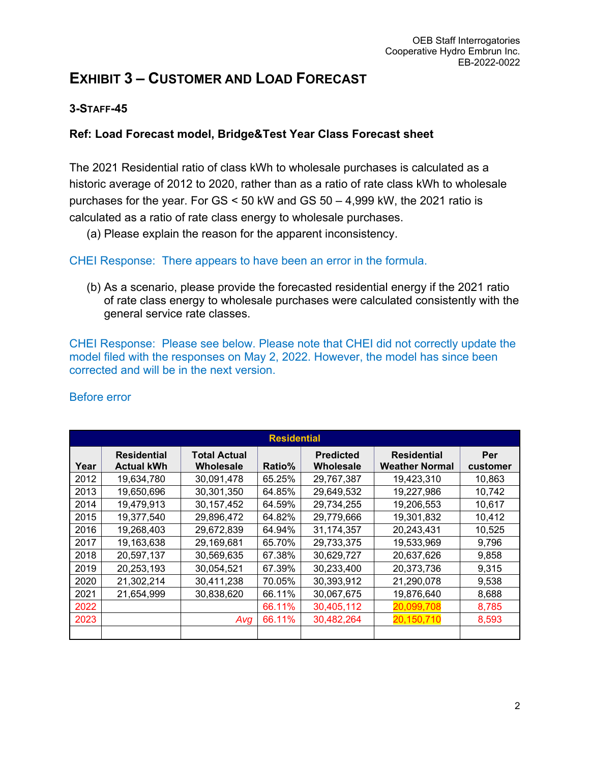# EXHIBIT 3 – CUSTOMER AND LOAD FORECAST

## 3-STAFF-45

**Ref: Load Forecast model, Bridge&Test Year Class Forecast sheet**

The 2021 Residential ratio of class kWh to wholesale purchases is calculated as a historic average of 2012 to 2020, rather than as a ratio of rate class kWh to wholesale purchases for the year. For GS < 50 kW and GS 50 – 4,999 kW, the 2021 ratio is calculated as a ratio of rate class energy to wholesale purchases.

(a) Please explain the reason for the apparent inconsistency.

CHEI Response: There appears to have been an error in the formula.

(b) As a scenario, please provide the forecasted residential energy if the 2021 ratio of rate class energy to wholesale purchases were calculated consistently with the general service rate classes.

CHEI Response: Please see below. Please note that CHEI did not correctly update the model filed with the responses on May 2, 2022. However, the model has since been corrected and will be in the next version.

Before error

| Residential | | | | | | |
|---|---|---|---|---|---|---|
| Year | Residential Actual kWh | Total Actual Wholesale | Ratio% | Predicted Wholesale | Residential Weather Normal | Per customer |
| 2012 | 19,634,780 | 30,091,478 | 65.25% | 29,767,387 | 19,423,310 | 10,863 |
| 2013 | 19,650,696 | 30,301,350 | 64.85% | 29,649,532 | 19,227,986 | 10,742 |
| 2014 | 19,479,913 | 30,157,452 | 64.59% | 29,734,255 | 19,206,553 | 10,617 |
| 2015 | 19,377,540 | 29,896,472 | 64.82% | 29,779,666 | 19,301,832 | 10,412 |
| 2016 | 19,268,403 | 29,672,839 | 64.94% | 31,174,357 | 20,243,431 | 10,525 |
| 2017 | 19,163,638 | 29,169,681 | 65.70% | 29,733,375 | 19,533,969 | 9,796 |
| 2018 | 20,597,137 | 30,569,635 | 67.38% | 30,629,727 | 20,637,626 | 9,858 |
| 2019 | 20,253,193 | 30,054,521 | 67.39% | 30,233,400 | 20,373,736 | 9,315 |
| 2020 | 21,302,214 | 30,411,238 | 70.05% | 30,393,912 | 21,290,078 | 9,538 |
| 2021 | 21,654,999 | 30,838,620 | 66.11% | 30,067,675 | 19,876,640 | 8,688 |
| 2022 | | | 66.11% | 30,405,112 | 20,099,708 | 8,785 |
| 2023 | | *Avg* | 66.11% | 30,482,264 | 20,150,710 | 8,593 |
| | | | | | | |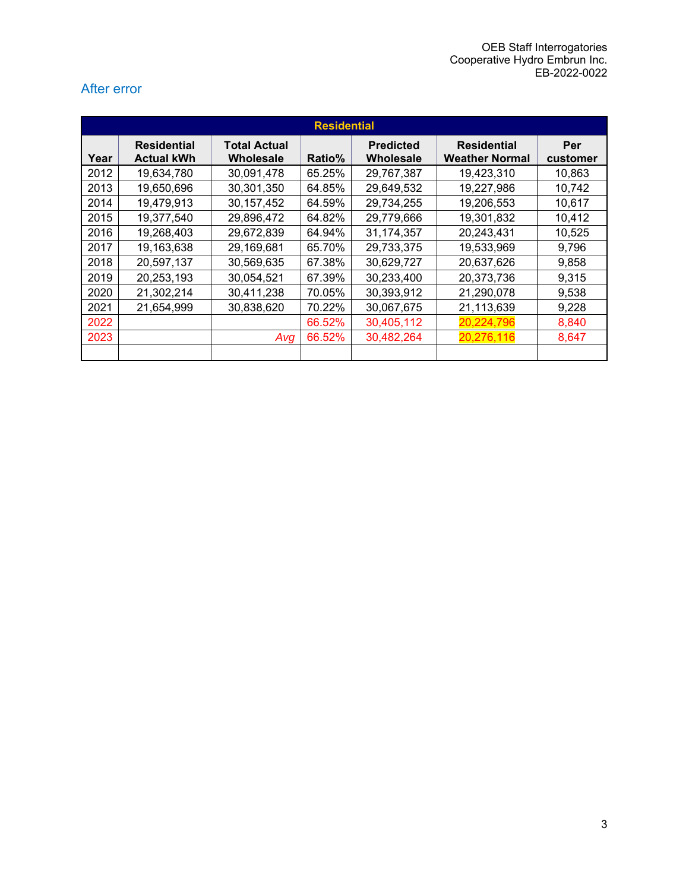## After error

| Residential | | | | | | |
|---|---|---|---|---|---|---|
| Year | Residential Actual kWh | Total Actual Wholesale | Ratio% | Predicted Wholesale | Residential Weather Normal | Per customer |
| 2012 | 19,634,780 | 30,091,478 | 65.25% | 29,767,387 | 19,423,310 | 10,863 |
| 2013 | 19,650,696 | 30,301,350 | 64.85% | 29,649,532 | 19,227,986 | 10,742 |
| 2014 | 19,479,913 | 30,157,452 | 64.59% | 29,734,255 | 19,206,553 | 10,617 |
| 2015 | 19,377,540 | 29,896,472 | 64.82% | 29,779,666 | 19,301,832 | 10,412 |
| 2016 | 19,268,403 | 29,672,839 | 64.94% | 31,174,357 | 20,243,431 | 10,525 |
| 2017 | 19,163,638 | 29,169,681 | 65.70% | 29,733,375 | 19,533,969 | 9,796 |
| 2018 | 20,597,137 | 30,569,635 | 67.38% | 30,629,727 | 20,637,626 | 9,858 |
| 2019 | 20,253,193 | 30,054,521 | 67.39% | 30,233,400 | 20,373,736 | 9,315 |
| 2020 | 21,302,214 | 30,411,238 | 70.05% | 30,393,912 | 21,290,078 | 9,538 |
| 2021 | 21,654,999 | 30,838,620 | 70.22% | 30,067,675 | 21,113,639 | 9,228 |
| 2022 | | | 66.52% | 30,405,112 | 20,224,796 | 8,840 |
| 2023 | | *Avg* | 66.52% | 30,482,264 | 20,276,116 | 8,647 |
| | | | | | | |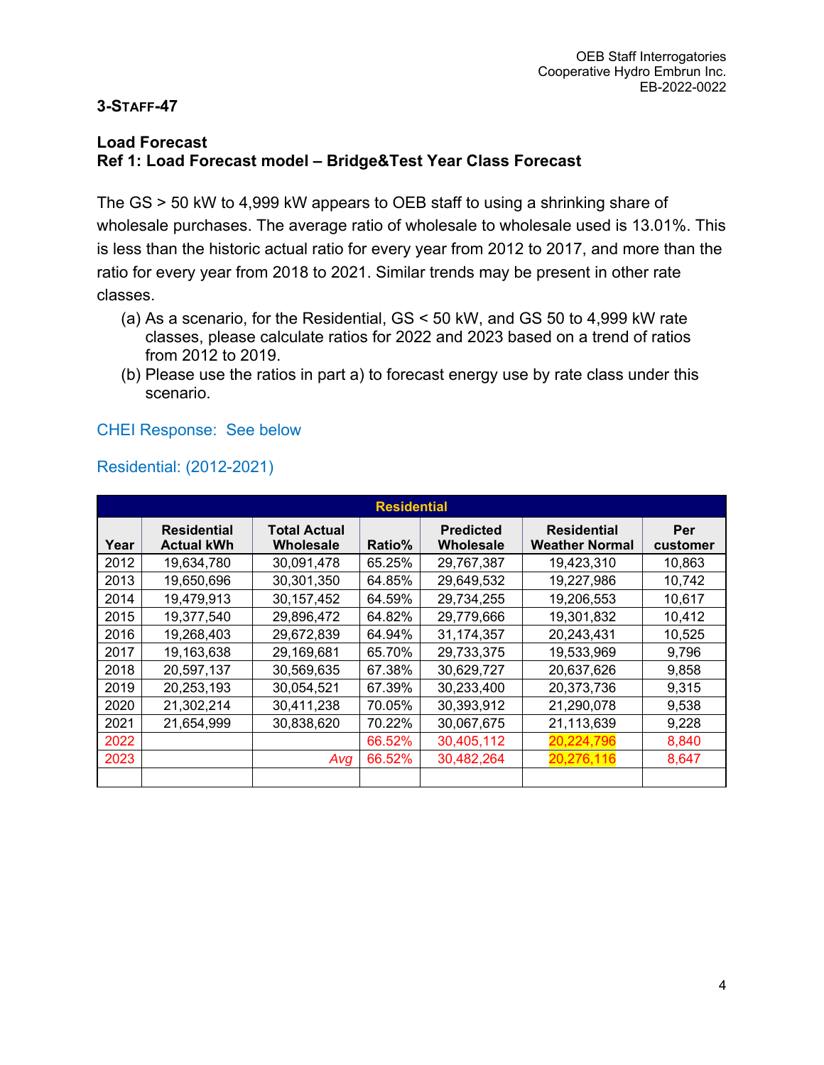3-STAFF-47

**Load Forecast**
**Ref 1: Load Forecast model – Bridge&Test Year Class Forecast**

The GS > 50 kW to 4,999 kW appears to OEB staff to using a shrinking share of wholesale purchases. The average ratio of wholesale to wholesale used is 13.01%. This is less than the historic actual ratio for every year from 2012 to 2017, and more than the ratio for every year from 2018 to 2021. Similar trends may be present in other rate classes.

(a) As a scenario, for the Residential, GS < 50 kW, and GS 50 to 4,999 kW rate classes, please calculate ratios for 2022 and 2023 based on a trend of ratios from 2012 to 2019.

(b) Please use the ratios in part a) to forecast energy use by rate class under this scenario.

CHEI Response: See below

Residential: (2012-2021)

| Residential | | | | | | |
|---|---|---|---|---|---|---|
| Year | Residential Actual kWh | Total Actual Wholesale | Ratio% | Predicted Wholesale | Residential Weather Normal | Per customer |
| 2012 | 19,634,780 | 30,091,478 | 65.25% | 29,767,387 | 19,423,310 | 10,863 |
| 2013 | 19,650,696 | 30,301,350 | 64.85% | 29,649,532 | 19,227,986 | 10,742 |
| 2014 | 19,479,913 | 30,157,452 | 64.59% | 29,734,255 | 19,206,553 | 10,617 |
| 2015 | 19,377,540 | 29,896,472 | 64.82% | 29,779,666 | 19,301,832 | 10,412 |
| 2016 | 19,268,403 | 29,672,839 | 64.94% | 31,174,357 | 20,243,431 | 10,525 |
| 2017 | 19,163,638 | 29,169,681 | 65.70% | 29,733,375 | 19,533,969 | 9,796 |
| 2018 | 20,597,137 | 30,569,635 | 67.38% | 30,629,727 | 20,637,626 | 9,858 |
| 2019 | 20,253,193 | 30,054,521 | 67.39% | 30,233,400 | 20,373,736 | 9,315 |
| 2020 | 21,302,214 | 30,411,238 | 70.05% | 30,393,912 | 21,290,078 | 9,538 |
| 2021 | 21,654,999 | 30,838,620 | 70.22% | 30,067,675 | 21,113,639 | 9,228 |
| 2022 | | | 66.52% | 30,405,112 | 20,224,796 | 8,840 |
| 2023 | | *Avg* | 66.52% | 30,482,264 | 20,276,116 | 8,647 |
| | | | | | | |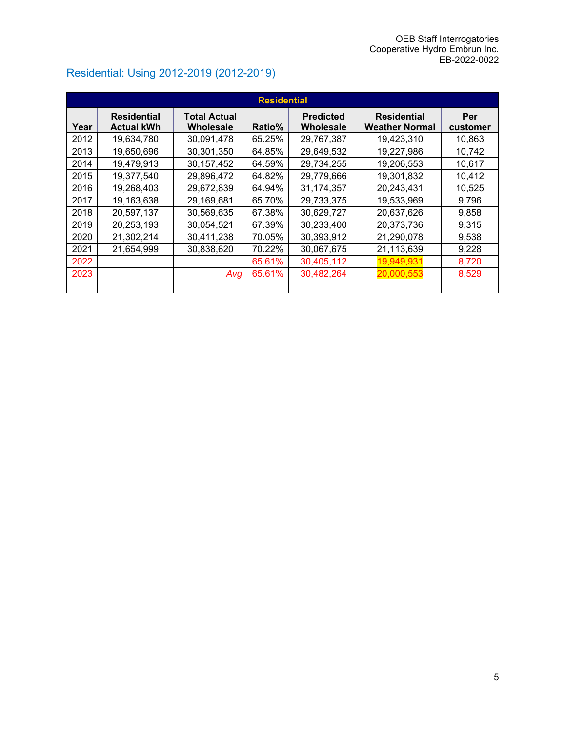## Residential: Using 2012-2019 (2012-2019)

| Residential | | | | | | |
|---|---|---|---|---|---|---|
| Year | Residential Actual kWh | Total Actual Wholesale | Ratio% | Predicted Wholesale | Residential Weather Normal | Per customer |
| 2012 | 19,634,780 | 30,091,478 | 65.25% | 29,767,387 | 19,423,310 | 10,863 |
| 2013 | 19,650,696 | 30,301,350 | 64.85% | 29,649,532 | 19,227,986 | 10,742 |
| 2014 | 19,479,913 | 30,157,452 | 64.59% | 29,734,255 | 19,206,553 | 10,617 |
| 2015 | 19,377,540 | 29,896,472 | 64.82% | 29,779,666 | 19,301,832 | 10,412 |
| 2016 | 19,268,403 | 29,672,839 | 64.94% | 31,174,357 | 20,243,431 | 10,525 |
| 2017 | 19,163,638 | 29,169,681 | 65.70% | 29,733,375 | 19,533,969 | 9,796 |
| 2018 | 20,597,137 | 30,569,635 | 67.38% | 30,629,727 | 20,637,626 | 9,858 |
| 2019 | 20,253,193 | 30,054,521 | 67.39% | 30,233,400 | 20,373,736 | 9,315 |
| 2020 | 21,302,214 | 30,411,238 | 70.05% | 30,393,912 | 21,290,078 | 9,538 |
| 2021 | 21,654,999 | 30,838,620 | 70.22% | 30,067,675 | 21,113,639 | 9,228 |
| 2022 | | | 65.61% | 30,405,112 | 19,949,931 | 8,720 |
| 2023 | | *Avg* | 65.61% | 30,482,264 | 20,000,553 | 8,529 |
| | | | | | | |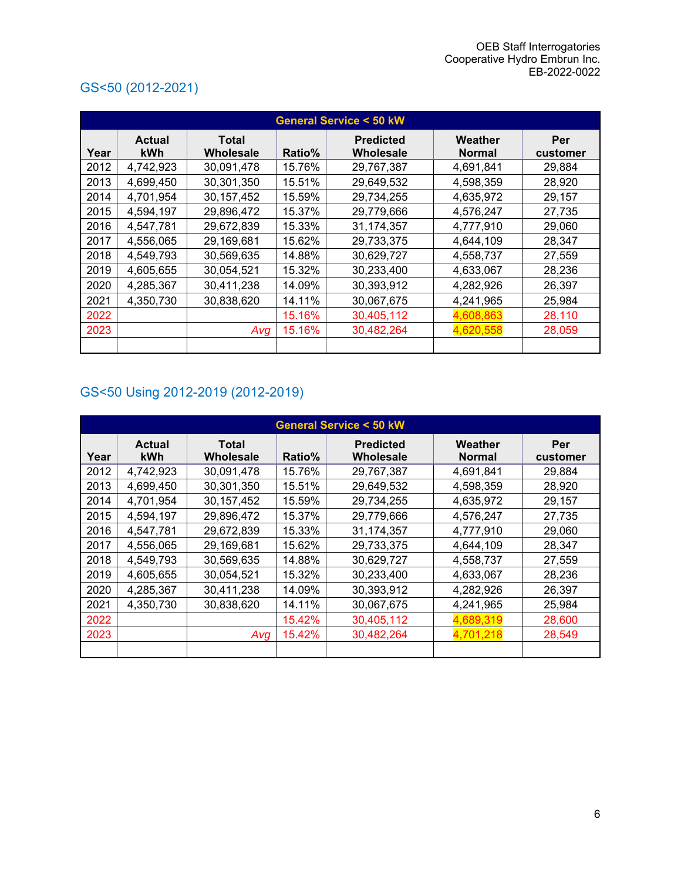## GS<50 (2012-2021)

| General Service < 50 kW | | | | | | |
|---|---|---|---|---|---|---|
| Year | Actual kWh | Total Wholesale | Ratio% | Predicted Wholesale | Weather Normal | Per customer |
| 2012 | 4,742,923 | 30,091,478 | 15.76% | 29,767,387 | 4,691,841 | 29,884 |
| 2013 | 4,699,450 | 30,301,350 | 15.51% | 29,649,532 | 4,598,359 | 28,920 |
| 2014 | 4,701,954 | 30,157,452 | 15.59% | 29,734,255 | 4,635,972 | 29,157 |
| 2015 | 4,594,197 | 29,896,472 | 15.37% | 29,779,666 | 4,576,247 | 27,735 |
| 2016 | 4,547,781 | 29,672,839 | 15.33% | 31,174,357 | 4,777,910 | 29,060 |
| 2017 | 4,556,065 | 29,169,681 | 15.62% | 29,733,375 | 4,644,109 | 28,347 |
| 2018 | 4,549,793 | 30,569,635 | 14.88% | 30,629,727 | 4,558,737 | 27,559 |
| 2019 | 4,605,655 | 30,054,521 | 15.32% | 30,233,400 | 4,633,067 | 28,236 |
| 2020 | 4,285,367 | 30,411,238 | 14.09% | 30,393,912 | 4,282,926 | 26,397 |
| 2021 | 4,350,730 | 30,838,620 | 14.11% | 30,067,675 | 4,241,965 | 25,984 |
| 2022 | | | 15.16% | 30,405,112 | 4,608,863 | 28,110 |
| 2023 | | *Avg* | 15.16% | 30,482,264 | 4,620,558 | 28,059 |
| | | | | | | |

## GS<50 Using 2012-2019 (2012-2019)

| General Service < 50 kW | | | | | | |
|---|---|---|---|---|---|---|
| Year | Actual kWh | Total Wholesale | Ratio% | Predicted Wholesale | Weather Normal | Per customer |
| 2012 | 4,742,923 | 30,091,478 | 15.76% | 29,767,387 | 4,691,841 | 29,884 |
| 2013 | 4,699,450 | 30,301,350 | 15.51% | 29,649,532 | 4,598,359 | 28,920 |
| 2014 | 4,701,954 | 30,157,452 | 15.59% | 29,734,255 | 4,635,972 | 29,157 |
| 2015 | 4,594,197 | 29,896,472 | 15.37% | 29,779,666 | 4,576,247 | 27,735 |
| 2016 | 4,547,781 | 29,672,839 | 15.33% | 31,174,357 | 4,777,910 | 29,060 |
| 2017 | 4,556,065 | 29,169,681 | 15.62% | 29,733,375 | 4,644,109 | 28,347 |
| 2018 | 4,549,793 | 30,569,635 | 14.88% | 30,629,727 | 4,558,737 | 27,559 |
| 2019 | 4,605,655 | 30,054,521 | 15.32% | 30,233,400 | 4,633,067 | 28,236 |
| 2020 | 4,285,367 | 30,411,238 | 14.09% | 30,393,912 | 4,282,926 | 26,397 |
| 2021 | 4,350,730 | 30,838,620 | 14.11% | 30,067,675 | 4,241,965 | 25,984 |
| 2022 | | | 15.42% | 30,405,112 | 4,689,319 | 28,600 |
| 2023 | | *Avg* | 15.42% | 30,482,264 | 4,701,218 | 28,549 |
| | | | | | | |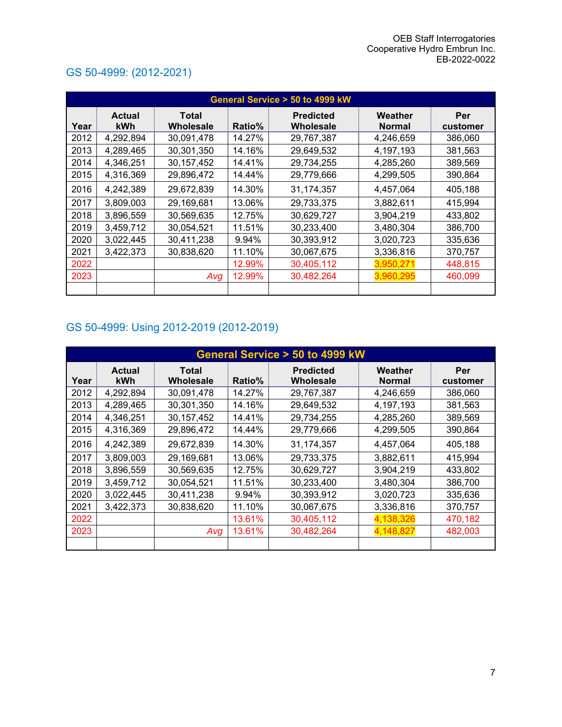## GS 50-4999: (2012-2021)

| General Service > 50 to 4999 kW | | | | | | |
|---|---|---|---|---|---|---|
| Year | Actual kWh | Total Wholesale | Ratio% | Predicted Wholesale | Weather Normal | Per customer |
| 2012 | 4,292,894 | 30,091,478 | 14.27% | 29,767,387 | 4,246,659 | 386,060 |
| 2013 | 4,289,465 | 30,301,350 | 14.16% | 29,649,532 | 4,197,193 | 381,563 |
| 2014 | 4,346,251 | 30,157,452 | 14.41% | 29,734,255 | 4,285,260 | 389,569 |
| 2015 | 4,316,369 | 29,896,472 | 14.44% | 29,779,666 | 4,299,505 | 390,864 |
| 2016 | 4,242,389 | 29,672,839 | 14.30% | 31,174,357 | 4,457,064 | 405,188 |
| 2017 | 3,809,003 | 29,169,681 | 13.06% | 29,733,375 | 3,882,611 | 415,994 |
| 2018 | 3,896,559 | 30,569,635 | 12.75% | 30,629,727 | 3,904,219 | 433,802 |
| 2019 | 3,459,712 | 30,054,521 | 11.51% | 30,233,400 | 3,480,304 | 386,700 |
| 2020 | 3,022,445 | 30,411,238 | 9.94% | 30,393,912 | 3,020,723 | 335,636 |
| 2021 | 3,422,373 | 30,838,620 | 11.10% | 30,067,675 | 3,336,816 | 370,757 |
| 2022 | | | 12.99% | 30,405,112 | 3,950,271 | 448,815 |
| 2023 | | Avg | 12.99% | 30,482,264 | 3,960,295 | 460,099 |
| | | | | | | |

## GS 50-4999: Using 2012-2019 (2012-2019)

| General Service > 50 to 4999 kW | | | | | | |
|---|---|---|---|---|---|---|
| Year | Actual kWh | Total Wholesale | Ratio% | Predicted Wholesale | Weather Normal | Per customer |
| 2012 | 4,292,894 | 30,091,478 | 14.27% | 29,767,387 | 4,246,659 | 386,060 |
| 2013 | 4,289,465 | 30,301,350 | 14.16% | 29,649,532 | 4,197,193 | 381,563 |
| 2014 | 4,346,251 | 30,157,452 | 14.41% | 29,734,255 | 4,285,260 | 389,569 |
| 2015 | 4,316,369 | 29,896,472 | 14.44% | 29,779,666 | 4,299,505 | 390,864 |
| 2016 | 4,242,389 | 29,672,839 | 14.30% | 31,174,357 | 4,457,064 | 405,188 |
| 2017 | 3,809,003 | 29,169,681 | 13.06% | 29,733,375 | 3,882,611 | 415,994 |
| 2018 | 3,896,559 | 30,569,635 | 12.75% | 30,629,727 | 3,904,219 | 433,802 |
| 2019 | 3,459,712 | 30,054,521 | 11.51% | 30,233,400 | 3,480,304 | 386,700 |
| 2020 | 3,022,445 | 30,411,238 | 9.94% | 30,393,912 | 3,020,723 | 335,636 |
| 2021 | 3,422,373 | 30,838,620 | 11.10% | 30,067,675 | 3,336,816 | 370,757 |
| 2022 | | | 13.61% | 30,405,112 | 4,138,326 | 470,182 |
| 2023 | | Avg | 13.61% | 30,482,264 | 4,148,827 | 482,003 |
| | | | | | | |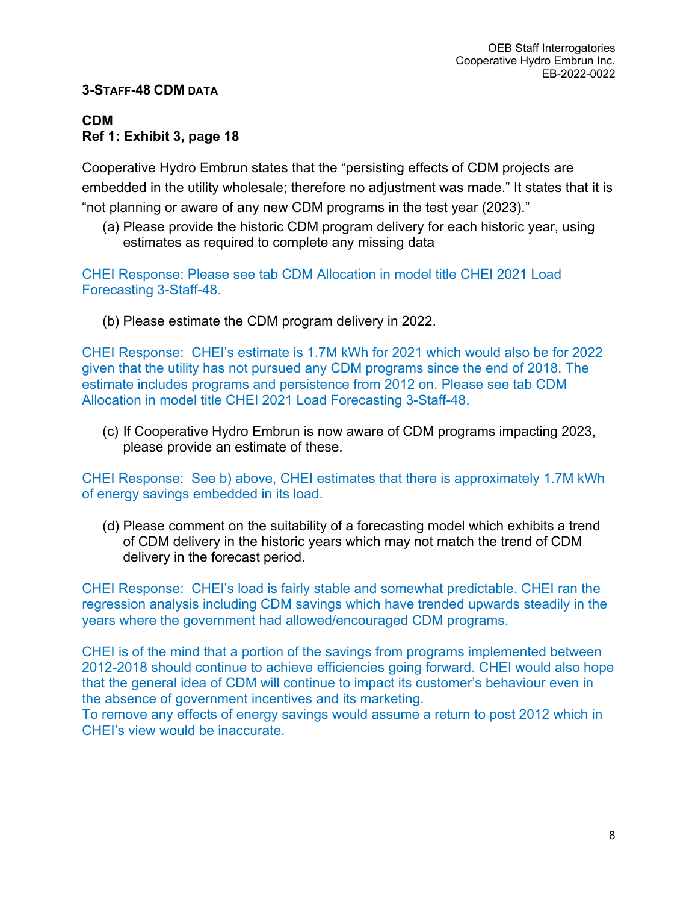### 3-STAFF-48 CDM DATA

**CDM**
**Ref 1: Exhibit 3, page 18**

Cooperative Hydro Embrun states that the "persisting effects of CDM projects are embedded in the utility wholesale; therefore no adjustment was made." It states that it is "not planning or aware of any new CDM programs in the test year (2023)."

(a) Please provide the historic CDM program delivery for each historic year, using estimates as required to complete any missing data

CHEI Response: Please see tab CDM Allocation in model title CHEI 2021 Load Forecasting 3-Staff-48.

(b) Please estimate the CDM program delivery in 2022.

CHEI Response: CHEI's estimate is 1.7M kWh for 2021 which would also be for 2022 given that the utility has not pursued any CDM programs since the end of 2018. The estimate includes programs and persistence from 2012 on. Please see tab CDM Allocation in model title CHEI 2021 Load Forecasting 3-Staff-48.

(c) If Cooperative Hydro Embrun is now aware of CDM programs impacting 2023, please provide an estimate of these.

CHEI Response: See b) above, CHEI estimates that there is approximately 1.7M kWh of energy savings embedded in its load.

(d) Please comment on the suitability of a forecasting model which exhibits a trend of CDM delivery in the historic years which may not match the trend of CDM delivery in the forecast period.

CHEI Response: CHEI's load is fairly stable and somewhat predictable. CHEI ran the regression analysis including CDM savings which have trended upwards steadily in the years where the government had allowed/encouraged CDM programs.

CHEI is of the mind that a portion of the savings from programs implemented between 2012-2018 should continue to achieve efficiencies going forward. CHEI would also hope that the general idea of CDM will continue to impact its customer's behaviour even in the absence of government incentives and its marketing.
To remove any effects of energy savings would assume a return to post 2012 which in CHEI's view would be inaccurate.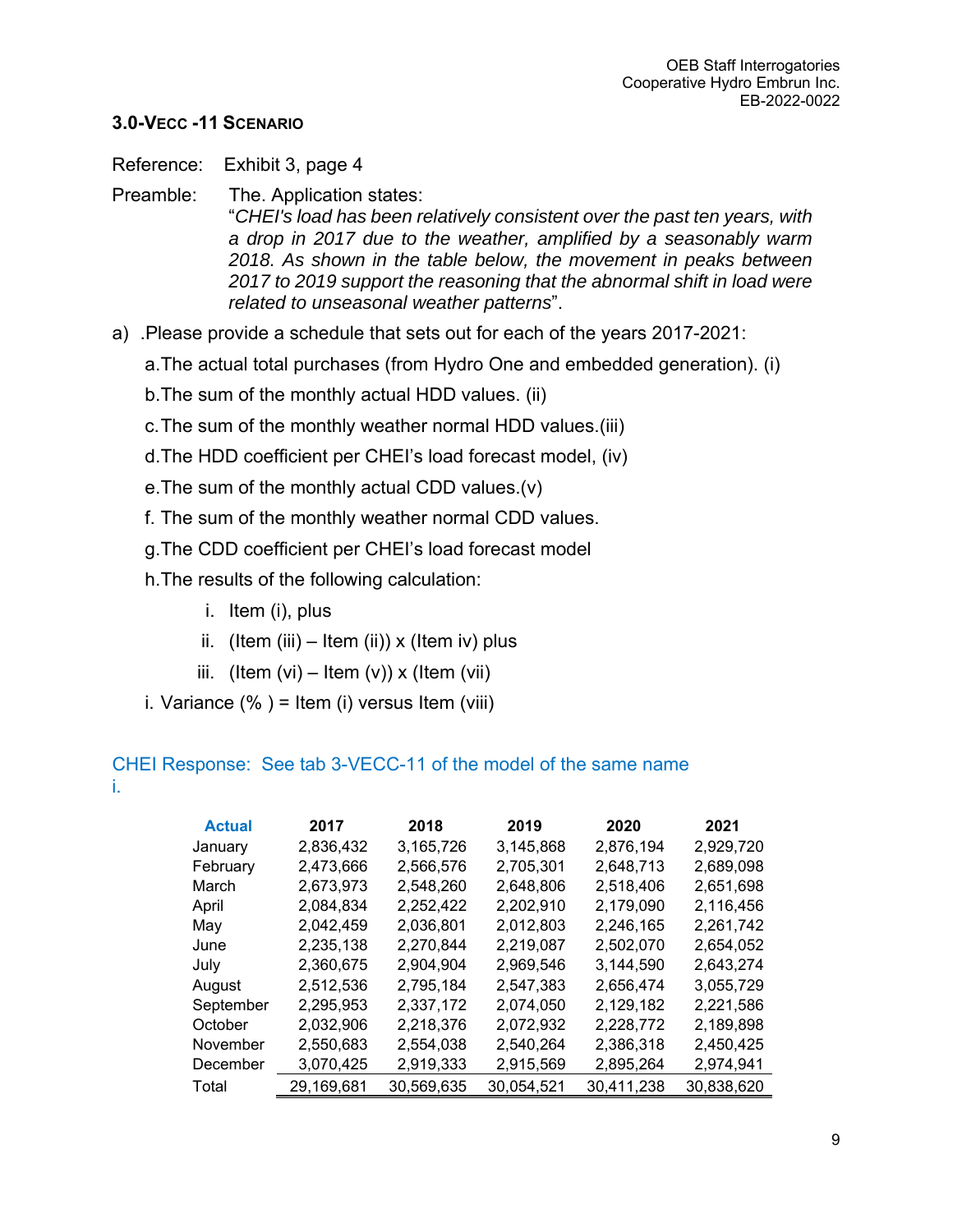### 3.0-VECC -11 SCENARIO

Reference: Exhibit 3, page 4

Preamble: The. Application states:

"*CHEI's load has been relatively consistent over the past ten years, with a drop in 2017 due to the weather, amplified by a seasonably warm 2018. As shown in the table below, the movement in peaks between 2017 to 2019 support the reasoning that the abnormal shift in load were related to unseasonal weather patterns*".

a) .Please provide a schedule that sets out for each of the years 2017-2021:

a. The actual total purchases (from Hydro One and embedded generation). (i)

b. The sum of the monthly actual HDD values. (ii)

c. The sum of the monthly weather normal HDD values.(iii)

d. The HDD coefficient per CHEI's load forecast model, (iv)

e. The sum of the monthly actual CDD values.(v)

f. The sum of the monthly weather normal CDD values.

g. The CDD coefficient per CHEI's load forecast model

h. The results of the following calculation:

   i. Item (i), plus

   ii. (Item (iii) – Item (ii)) x (Item iv) plus

   iii. (Item (vi) – Item (v)) x (Item (vii)

i. Variance (% ) = Item (i) versus Item (viii)

CHEI Response: See tab 3-VECC-11 of the model of the same name

i.

| Actual | 2017 | 2018 | 2019 | 2020 | 2021 |
|---|---|---|---|---|---|
| January | 2,836,432 | 3,165,726 | 3,145,868 | 2,876,194 | 2,929,720 |
| February | 2,473,666 | 2,566,576 | 2,705,301 | 2,648,713 | 2,689,098 |
| March | 2,673,973 | 2,548,260 | 2,648,806 | 2,518,406 | 2,651,698 |
| April | 2,084,834 | 2,252,422 | 2,202,910 | 2,179,090 | 2,116,456 |
| May | 2,042,459 | 2,036,801 | 2,012,803 | 2,246,165 | 2,261,742 |
| June | 2,235,138 | 2,270,844 | 2,219,087 | 2,502,070 | 2,654,052 |
| July | 2,360,675 | 2,904,904 | 2,969,546 | 3,144,590 | 2,643,274 |
| August | 2,512,536 | 2,795,184 | 2,547,383 | 2,656,474 | 3,055,729 |
| September | 2,295,953 | 2,337,172 | 2,074,050 | 2,129,182 | 2,221,586 |
| October | 2,032,906 | 2,218,376 | 2,072,932 | 2,228,772 | 2,189,898 |
| November | 2,550,683 | 2,554,038 | 2,540,264 | 2,386,318 | 2,450,425 |
| December | 3,070,425 | 2,919,333 | 2,915,569 | 2,895,264 | 2,974,941 |
| Total | 29,169,681 | 30,569,635 | 30,054,521 | 30,411,238 | 30,838,620 |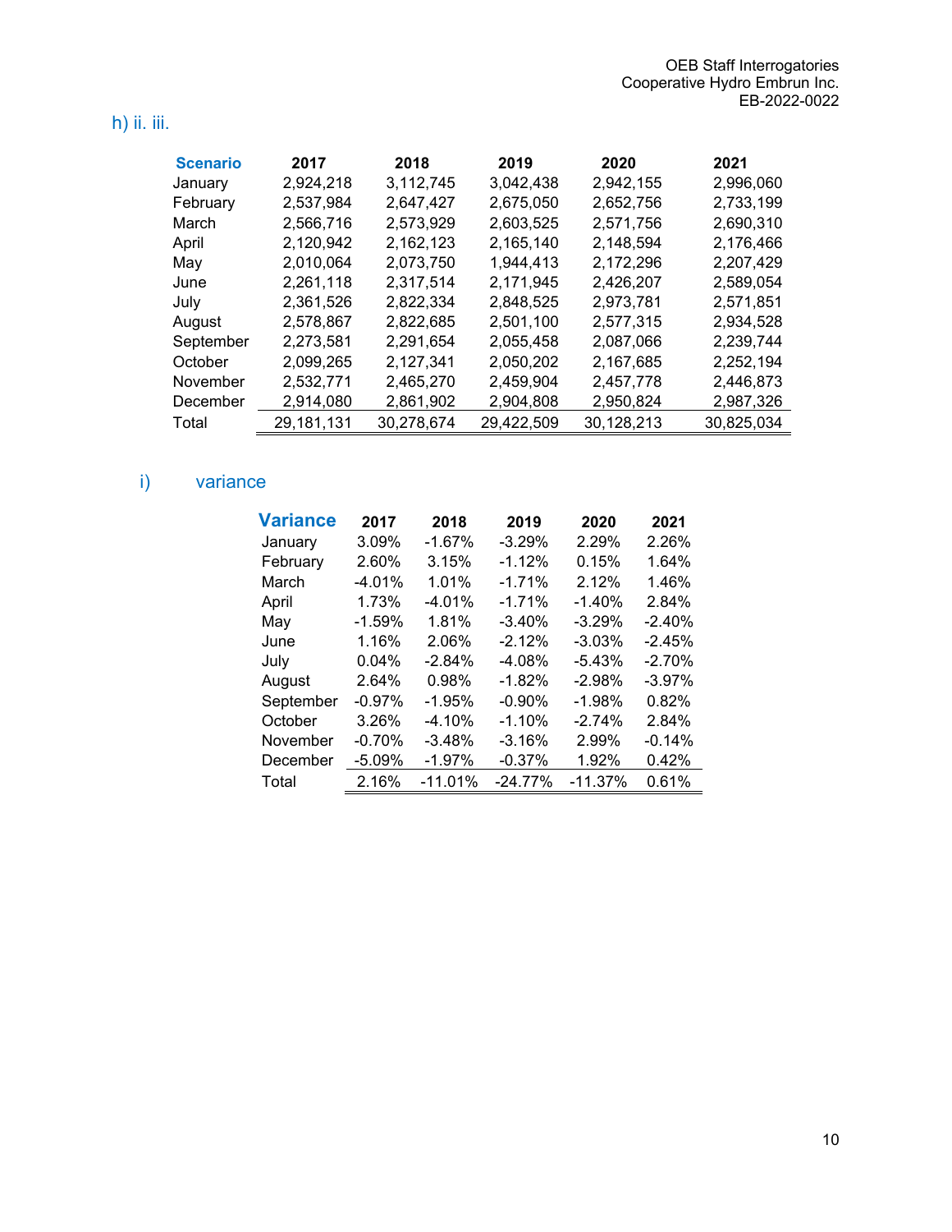h) ii. iii.

| Scenario | 2017 | 2018 | 2019 | 2020 | 2021 |
|---|---|---|---|---|---|
| January | 2,924,218 | 3,112,745 | 3,042,438 | 2,942,155 | 2,996,060 |
| February | 2,537,984 | 2,647,427 | 2,675,050 | 2,652,756 | 2,733,199 |
| March | 2,566,716 | 2,573,929 | 2,603,525 | 2,571,756 | 2,690,310 |
| April | 2,120,942 | 2,162,123 | 2,165,140 | 2,148,594 | 2,176,466 |
| May | 2,010,064 | 2,073,750 | 1,944,413 | 2,172,296 | 2,207,429 |
| June | 2,261,118 | 2,317,514 | 2,171,945 | 2,426,207 | 2,589,054 |
| July | 2,361,526 | 2,822,334 | 2,848,525 | 2,973,781 | 2,571,851 |
| August | 2,578,867 | 2,822,685 | 2,501,100 | 2,577,315 | 2,934,528 |
| September | 2,273,581 | 2,291,654 | 2,055,458 | 2,087,066 | 2,239,744 |
| October | 2,099,265 | 2,127,341 | 2,050,202 | 2,167,685 | 2,252,194 |
| November | 2,532,771 | 2,465,270 | 2,459,904 | 2,457,778 | 2,446,873 |
| December | 2,914,080 | 2,861,902 | 2,904,808 | 2,950,824 | 2,987,326 |
| Total | 29,181,131 | 30,278,674 | 29,422,509 | 30,128,213 | 30,825,034 |

i) variance

| Variance | 2017 | 2018 | 2019 | 2020 | 2021 |
|---|---|---|---|---|---|
| January | 3.09% | -1.67% | -3.29% | 2.29% | 2.26% |
| February | 2.60% | 3.15% | -1.12% | 0.15% | 1.64% |
| March | -4.01% | 1.01% | -1.71% | 2.12% | 1.46% |
| April | 1.73% | -4.01% | -1.71% | -1.40% | 2.84% |
| May | -1.59% | 1.81% | -3.40% | -3.29% | -2.40% |
| June | 1.16% | 2.06% | -2.12% | -3.03% | -2.45% |
| July | 0.04% | -2.84% | -4.08% | -5.43% | -2.70% |
| August | 2.64% | 0.98% | -1.82% | -2.98% | -3.97% |
| September | -0.97% | -1.95% | -0.90% | -1.98% | 0.82% |
| October | 3.26% | -4.10% | -1.10% | -2.74% | 2.84% |
| November | -0.70% | -3.48% | -3.16% | 2.99% | -0.14% |
| December | -5.09% | -1.97% | -0.37% | 1.92% | 0.42% |
| Total | 2.16% | -11.01% | -24.77% | -11.37% | 0.61% |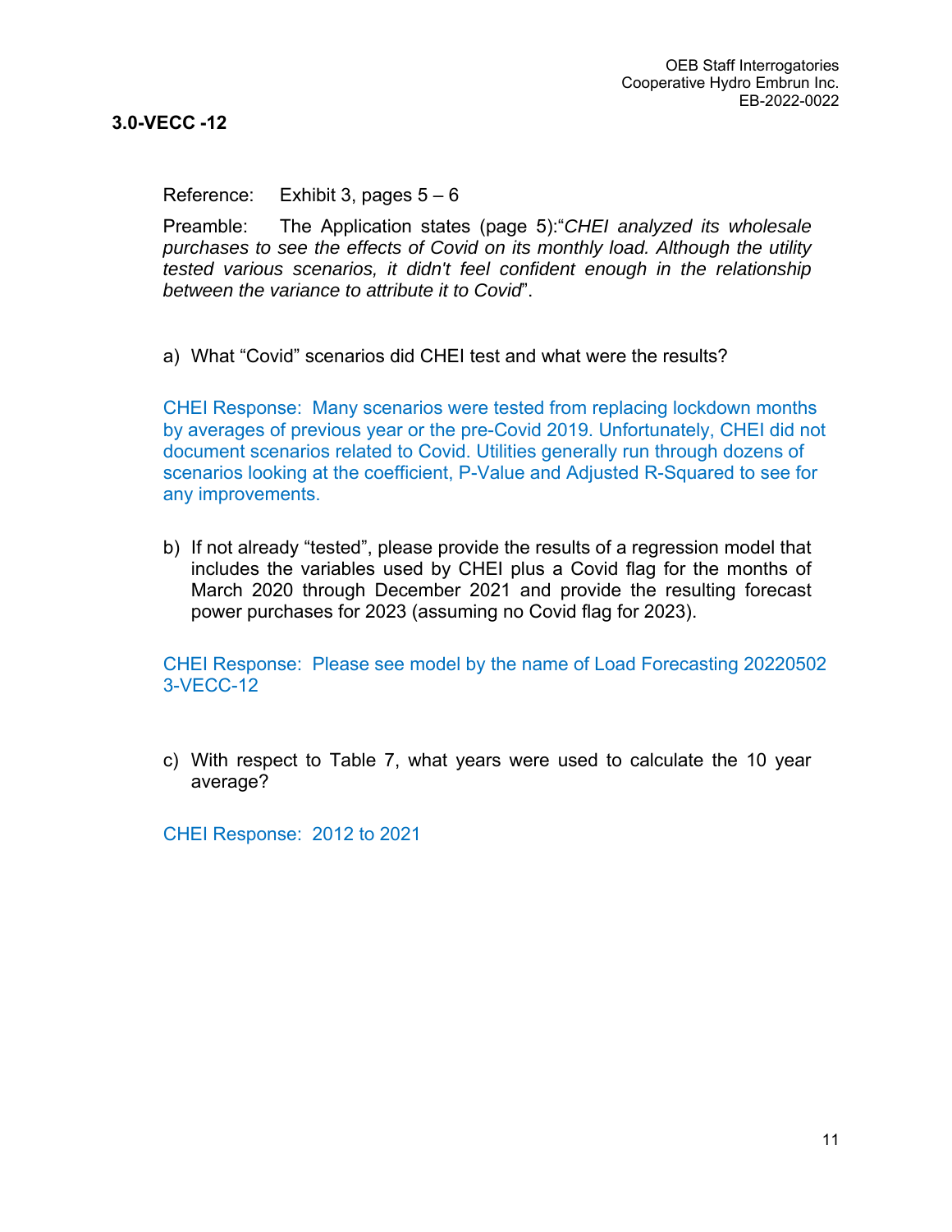## 3.0-VECC -12

Reference: Exhibit 3, pages 5 – 6

Preamble: The Application states (page 5):"*CHEI analyzed its wholesale purchases to see the effects of Covid on its monthly load. Although the utility tested various scenarios, it didn't feel confident enough in the relationship between the variance to attribute it to Covid*".

a) What "Covid" scenarios did CHEI test and what were the results?

CHEI Response: Many scenarios were tested from replacing lockdown months by averages of previous year or the pre-Covid 2019. Unfortunately, CHEI did not document scenarios related to Covid. Utilities generally run through dozens of scenarios looking at the coefficient, P-Value and Adjusted R-Squared to see for any improvements.

b) If not already "tested", please provide the results of a regression model that includes the variables used by CHEI plus a Covid flag for the months of March 2020 through December 2021 and provide the resulting forecast power purchases for 2023 (assuming no Covid flag for 2023).

CHEI Response: Please see model by the name of Load Forecasting 20220502 3-VECC-12

c) With respect to Table 7, what years were used to calculate the 10 year average?

CHEI Response: 2012 to 2021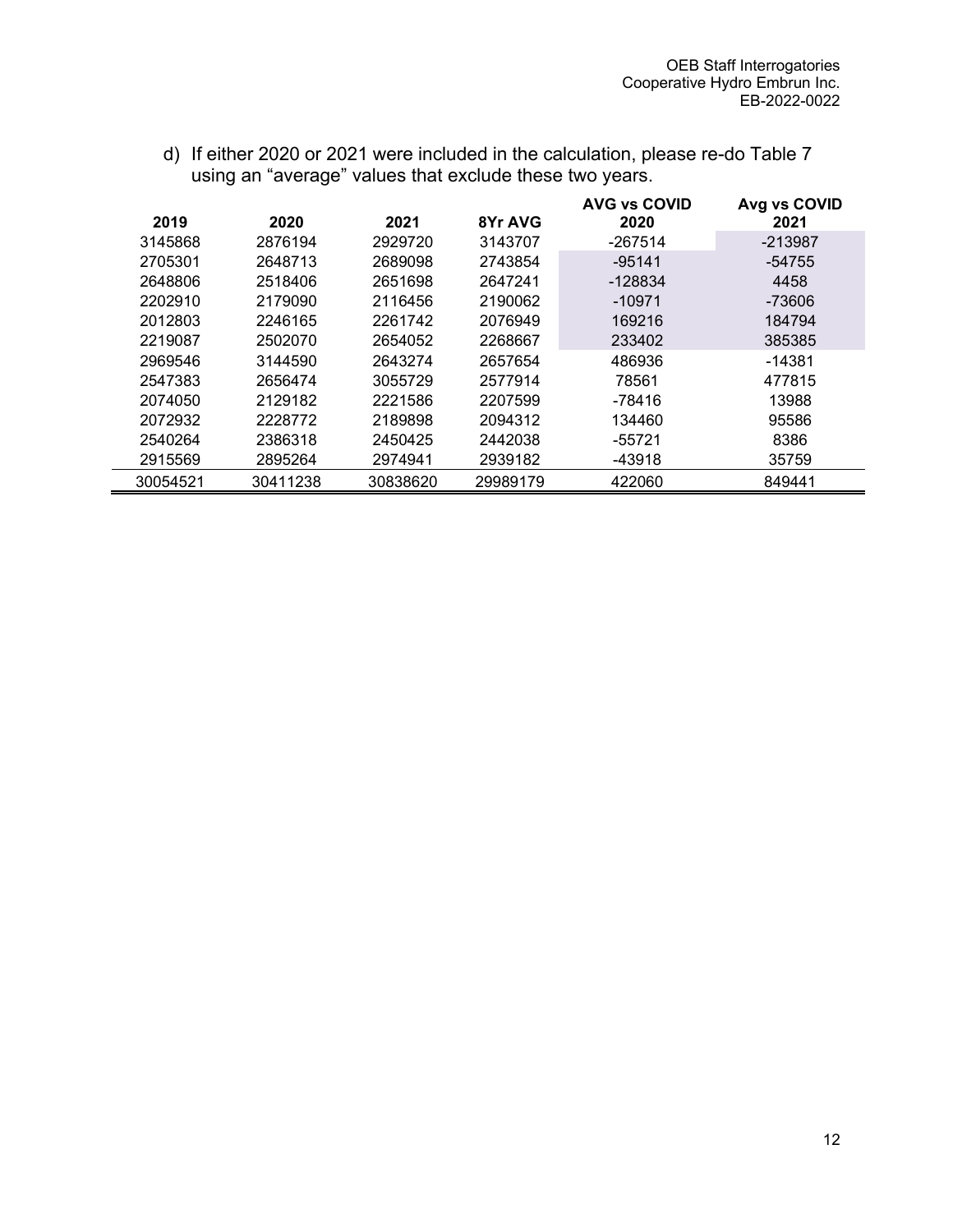d) If either 2020 or 2021 were included in the calculation, please re-do Table 7 using an "average" values that exclude these two years.

| 2019 | 2020 | 2021 | 8Yr AVG | AVG vs COVID 2020 | Avg vs COVID 2021 |
|---|---|---|---|---|---|
| 3145868 | 2876194 | 2929720 | 3143707 | -267514 | -213987 |
| 2705301 | 2648713 | 2689098 | 2743854 | -95141 | -54755 |
| 2648806 | 2518406 | 2651698 | 2647241 | -128834 | 4458 |
| 2202910 | 2179090 | 2116456 | 2190062 | -10971 | -73606 |
| 2012803 | 2246165 | 2261742 | 2076949 | 169216 | 184794 |
| 2219087 | 2502070 | 2654052 | 2268667 | 233402 | 385385 |
| 2969546 | 3144590 | 2643274 | 2657654 | 486936 | -14381 |
| 2547383 | 2656474 | 3055729 | 2577914 | 78561 | 477815 |
| 2074050 | 2129182 | 2221586 | 2207599 | -78416 | 13988 |
| 2072932 | 2228772 | 2189898 | 2094312 | 134460 | 95586 |
| 2540264 | 2386318 | 2450425 | 2442038 | -55721 | 8386 |
| 2915569 | 2895264 | 2974941 | 2939182 | -43918 | 35759 |
| 30054521 | 30411238 | 30838620 | 29989179 | 422060 | 849441 |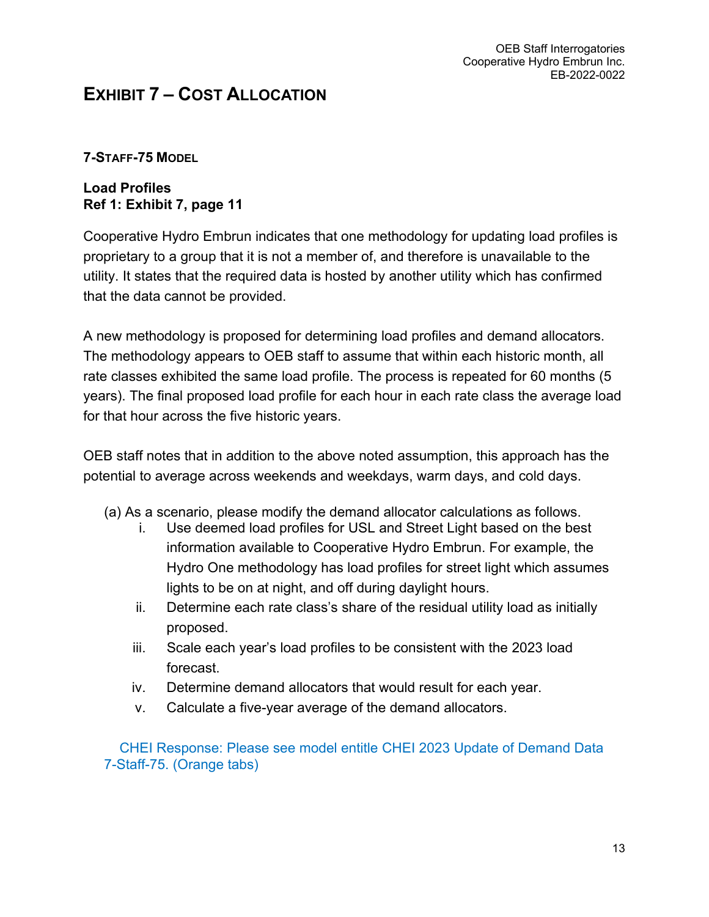# EXHIBIT 7 – COST ALLOCATION

**7-STAFF-75 MODEL**

**Load Profiles**
**Ref 1: Exhibit 7, page 11**

Cooperative Hydro Embrun indicates that one methodology for updating load profiles is proprietary to a group that it is not a member of, and therefore is unavailable to the utility. It states that the required data is hosted by another utility which has confirmed that the data cannot be provided.

A new methodology is proposed for determining load profiles and demand allocators. The methodology appears to OEB staff to assume that within each historic month, all rate classes exhibited the same load profile. The process is repeated for 60 months (5 years). The final proposed load profile for each hour in each rate class the average load for that hour across the five historic years.

OEB staff notes that in addition to the above noted assumption, this approach has the potential to average across weekends and weekdays, warm days, and cold days.

(a) As a scenario, please modify the demand allocator calculations as follows.

i. Use deemed load profiles for USL and Street Light based on the best information available to Cooperative Hydro Embrun. For example, the Hydro One methodology has load profiles for street light which assumes lights to be on at night, and off during daylight hours.
ii. Determine each rate class's share of the residual utility load as initially proposed.
iii. Scale each year's load profiles to be consistent with the 2023 load forecast.
iv. Determine demand allocators that would result for each year.
v. Calculate a five-year average of the demand allocators.

CHEI Response: Please see model entitle CHEI 2023 Update of Demand Data 7-Staff-75. (Orange tabs)